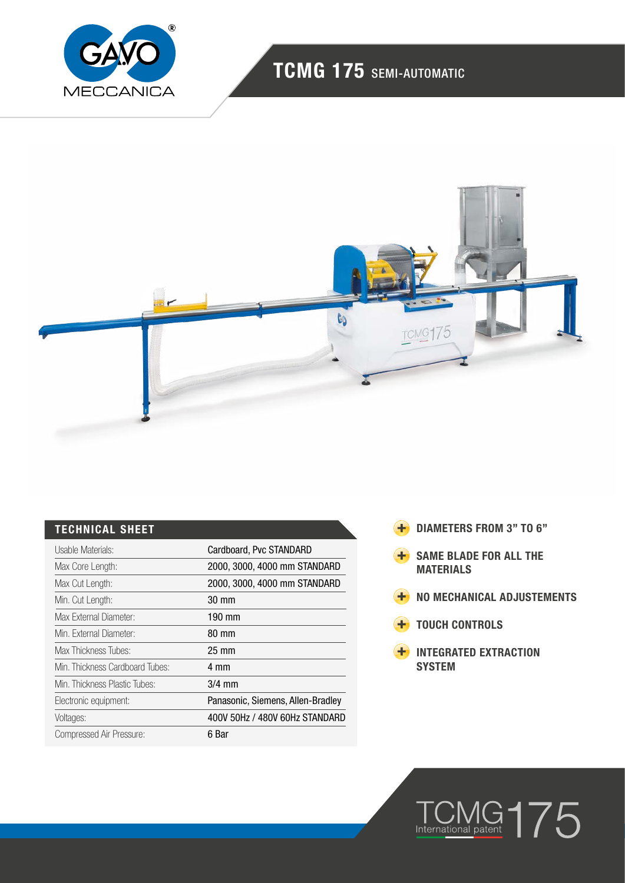# TCMG 175 SEMI-AUTOMATIC

## TECHNICAL SHEET

| | |
|---|---|
| Usable Materials: | Cardboard, Pvc STANDARD |
| Max Core Length: | 2000, 3000, 4000 mm STANDARD |
| Max Cut Length: | 2000, 3000, 4000 mm STANDARD |
| Min. Cut Length: | 30 mm |
| Max External Diameter: | 190 mm |
| Min. External Diameter: | 80 mm |
| Max Thickness Tubes: | 25 mm |
| Min. Thickness Cardboard Tubes: | 4 mm |
| Min. Thickness Plastic Tubes: | 3/4 mm |
| Electronic equipment: | Panasonic, Siemens, Allen-Bradley |
| Voltages: | 400V 50Hz / 480V 60Hz STANDARD |
| Compressed Air Pressure: | 6 Bar |

- **DIAMETERS FROM 3" TO 6"**
- **SAME BLADE FOR ALL THE MATERIALS**
- **NO MECHANICAL ADJUSTEMENTS**
- **TOUCH CONTROLS**
- **INTEGRATED EXTRACTION SYSTEM**

TCMG175 International patent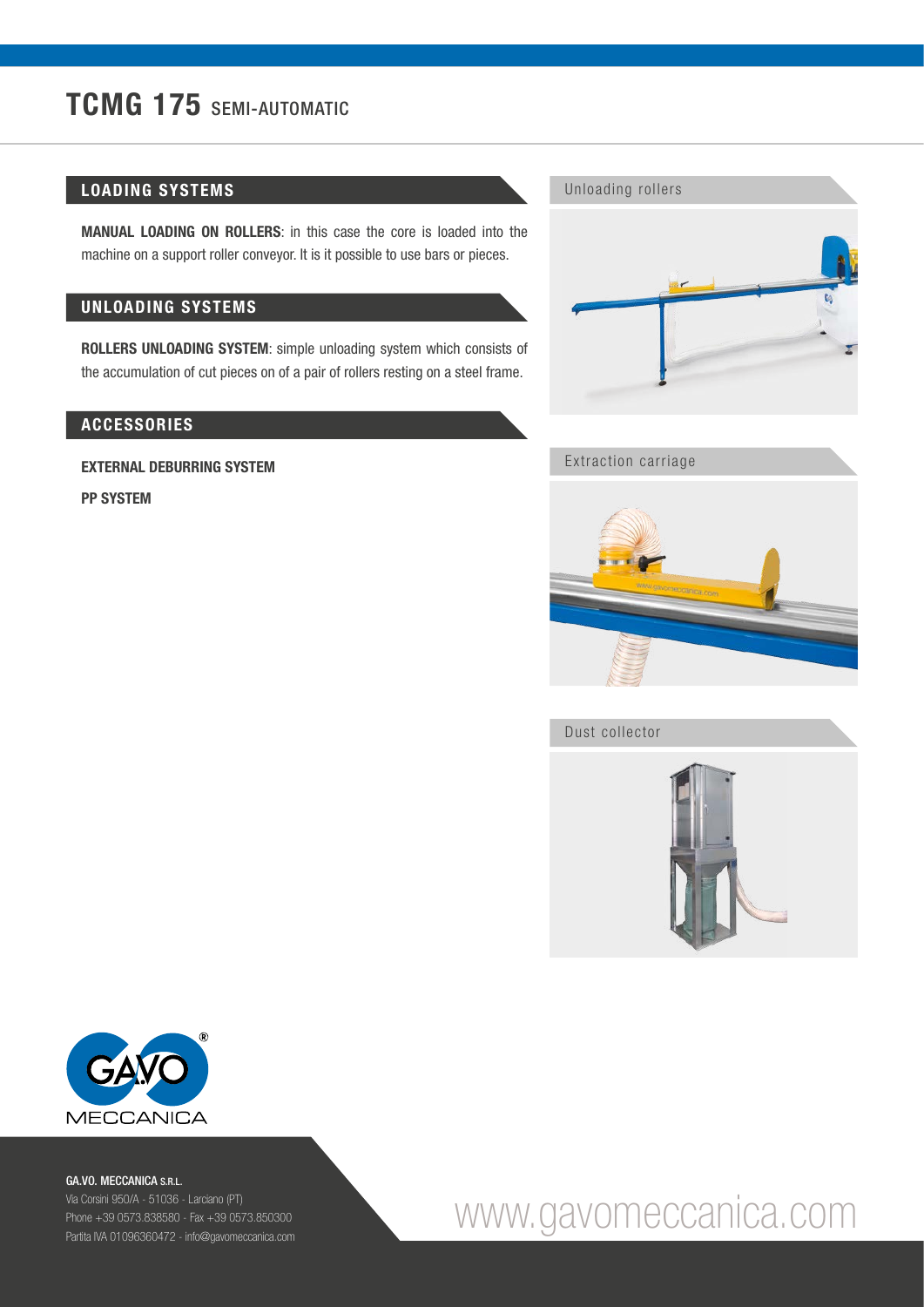# TCMG 175 SEMI-AUTOMATIC

## LOADING SYSTEMS

**MANUAL LOADING ON ROLLERS**: in this case the core is loaded into the machine on a support roller conveyor. It is it possible to use bars or pieces.

## UNLOADING SYSTEMS

**ROLLERS UNLOADING SYSTEM**: simple unloading system which consists of the accumulation of cut pieces on of a pair of rollers resting on a steel frame.

## ACCESSORIES

**EXTERNAL DEBURRING SYSTEM**

**PP SYSTEM**

Unloading rollers

Extraction carriage

Dust collector

**GA.VO. MECCANICA S.R.L.**
Via Corsini 950/A - 51036 - Larciano (PT)
Phone +39 0573.838580 - Fax +39 0573.850300
Partita IVA 01096360472 - info@gavomeccanica.com

www.gavomeccanica.com